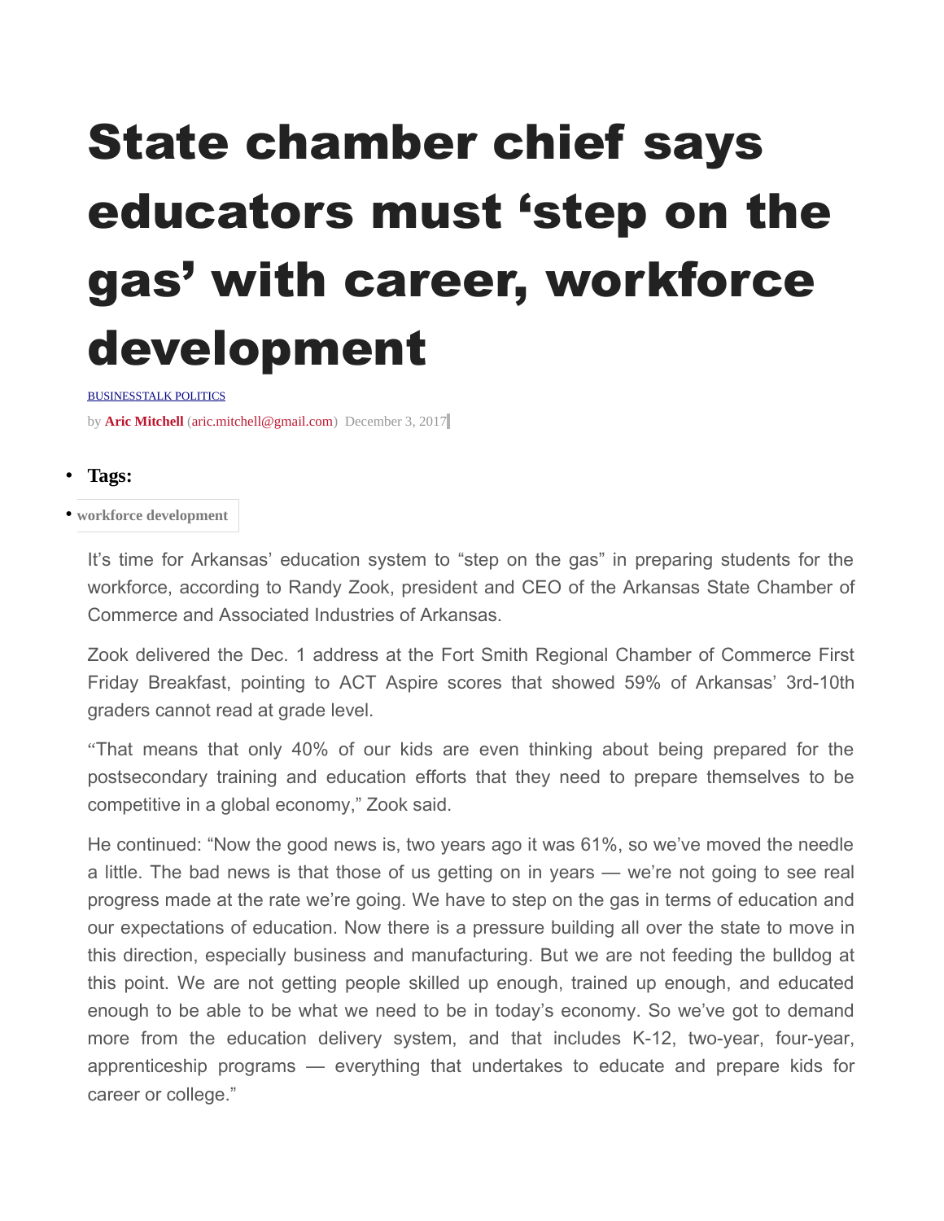# State chamber chief says educators must ‘step on the gas’ with career, workforce development

BUSINESSTALK POLITICS

by **Aric Mitchell** (aric.mitchell@gmail.com) December 3, 2017

- **Tags:**
- workforce development

It’s time for Arkansas’ education system to “step on the gas” in preparing students for the workforce, according to Randy Zook, president and CEO of the Arkansas State Chamber of Commerce and Associated Industries of Arkansas.

Zook delivered the Dec. 1 address at the Fort Smith Regional Chamber of Commerce First Friday Breakfast, pointing to ACT Aspire scores that showed 59% of Arkansas’ 3rd-10th graders cannot read at grade level.

“That means that only 40% of our kids are even thinking about being prepared for the postsecondary training and education efforts that they need to prepare themselves to be competitive in a global economy,” Zook said.

He continued: “Now the good news is, two years ago it was 61%, so we’ve moved the needle a little. The bad news is that those of us getting on in years — we’re not going to see real progress made at the rate we’re going. We have to step on the gas in terms of education and our expectations of education. Now there is a pressure building all over the state to move in this direction, especially business and manufacturing. But we are not feeding the bulldog at this point. We are not getting people skilled up enough, trained up enough, and educated enough to be able to be what we need to be in today’s economy. So we’ve got to demand more from the education delivery system, and that includes K-12, two-year, four-year, apprenticeship programs — everything that undertakes to educate and prepare kids for career or college.”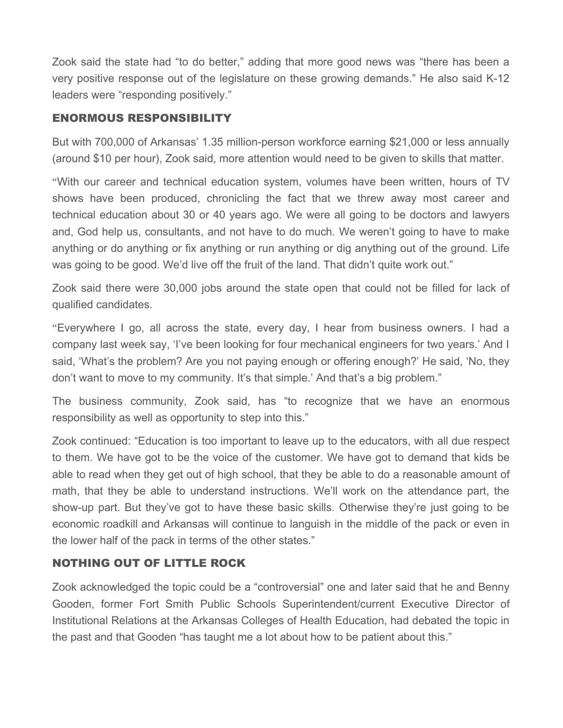Zook said the state had "to do better," adding that more good news was "there has been a very positive response out of the legislature on these growing demands." He also said K-12 leaders were "responding positively."

## ENORMOUS RESPONSIBILITY

But with 700,000 of Arkansas' 1.35 million-person workforce earning $21,000 or less annually (around $10 per hour), Zook said, more attention would need to be given to skills that matter.

"With our career and technical education system, volumes have been written, hours of TV shows have been produced, chronicling the fact that we threw away most career and technical education about 30 or 40 years ago. We were all going to be doctors and lawyers and, God help us, consultants, and not have to do much. We weren't going to have to make anything or do anything or fix anything or run anything or dig anything out of the ground. Life was going to be good. We'd live off the fruit of the land. That didn't quite work out."

Zook said there were 30,000 jobs around the state open that could not be filled for lack of qualified candidates.

"Everywhere I go, all across the state, every day, I hear from business owners. I had a company last week say, 'I've been looking for four mechanical engineers for two years.' And I said, 'What's the problem? Are you not paying enough or offering enough?' He said, 'No, they don't want to move to my community. It's that simple.' And that's a big problem."

The business community, Zook said, has "to recognize that we have an enormous responsibility as well as opportunity to step into this."

Zook continued: "Education is too important to leave up to the educators, with all due respect to them. We have got to be the voice of the customer. We have got to demand that kids be able to read when they get out of high school, that they be able to do a reasonable amount of math, that they be able to understand instructions. We'll work on the attendance part, the show-up part. But they've got to have these basic skills. Otherwise they're just going to be economic roadkill and Arkansas will continue to languish in the middle of the pack or even in the lower half of the pack in terms of the other states."

## NOTHING OUT OF LITTLE ROCK

Zook acknowledged the topic could be a "controversial" one and later said that he and Benny Gooden, former Fort Smith Public Schools Superintendent/current Executive Director of Institutional Relations at the Arkansas Colleges of Health Education, had debated the topic in the past and that Gooden "has taught me a lot about how to be patient about this."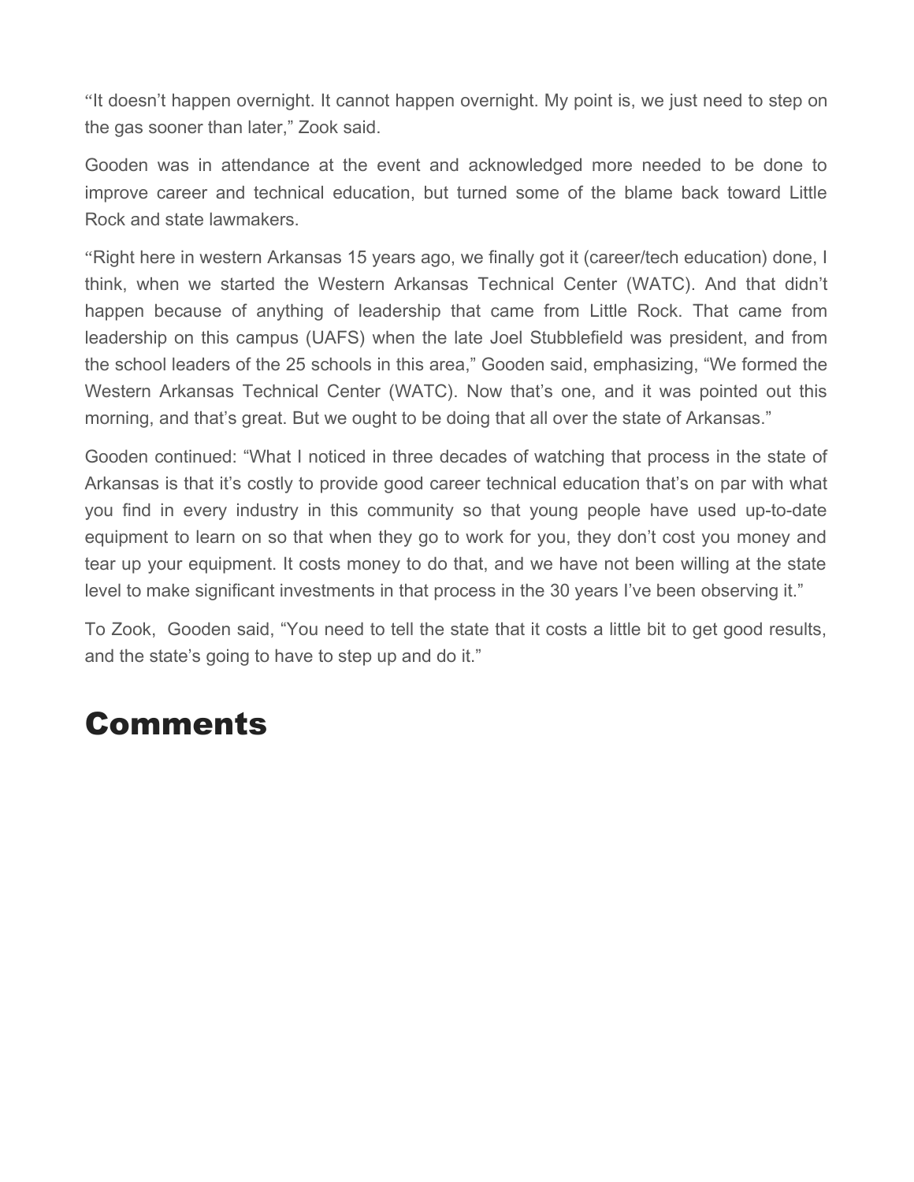"It doesn't happen overnight. It cannot happen overnight. My point is, we just need to step on the gas sooner than later," Zook said.

Gooden was in attendance at the event and acknowledged more needed to be done to improve career and technical education, but turned some of the blame back toward Little Rock and state lawmakers.

"Right here in western Arkansas 15 years ago, we finally got it (career/tech education) done, I think, when we started the Western Arkansas Technical Center (WATC). And that didn't happen because of anything of leadership that came from Little Rock. That came from leadership on this campus (UAFS) when the late Joel Stubblefield was president, and from the school leaders of the 25 schools in this area," Gooden said, emphasizing, "We formed the Western Arkansas Technical Center (WATC). Now that's one, and it was pointed out this morning, and that's great. But we ought to be doing that all over the state of Arkansas."

Gooden continued: "What I noticed in three decades of watching that process in the state of Arkansas is that it's costly to provide good career technical education that's on par with what you find in every industry in this community so that young people have used up-to-date equipment to learn on so that when they go to work for you, they don't cost you money and tear up your equipment. It costs money to do that, and we have not been willing at the state level to make significant investments in that process in the 30 years I've been observing it."

To Zook, Gooden said, "You need to tell the state that it costs a little bit to get good results, and the state's going to have to step up and do it."

# Comments